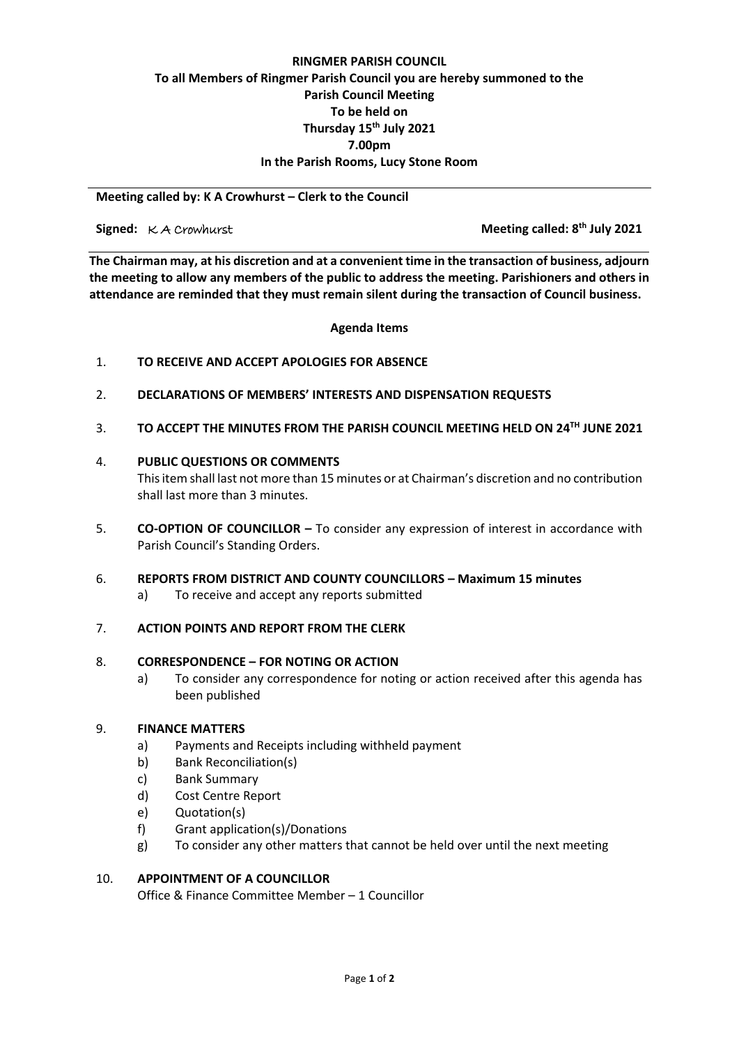**RINGMER PARISH COUNCIL**
**To all Members of Ringmer Parish Council you are hereby summoned to the**
**Parish Council Meeting**
**To be held on**
**Thursday 15th July 2021**
**7.00pm**
**In the Parish Rooms, Lucy Stone Room**

---

**Meeting called by: K A Crowhurst – Clerk to the Council**

**Signed:** K A Crowhurst **Meeting called: 8th July 2021**

---

**The Chairman may, at his discretion and at a convenient time in the transaction of business, adjourn the meeting to allow any members of the public to address the meeting. Parishioners and others in attendance are reminded that they must remain silent during the transaction of Council business.**

**Agenda Items**

1. **TO RECEIVE AND ACCEPT APOLOGIES FOR ABSENCE**

2. **DECLARATIONS OF MEMBERS' INTERESTS AND DISPENSATION REQUESTS**

3. **TO ACCEPT THE MINUTES FROM THE PARISH COUNCIL MEETING HELD ON 24TH JUNE 2021**

4. **PUBLIC QUESTIONS OR COMMENTS**
   This item shall last not more than 15 minutes or at Chairman's discretion and no contribution shall last more than 3 minutes.

5. **CO-OPTION OF COUNCILLOR –** To consider any expression of interest in accordance with Parish Council's Standing Orders.

6. **REPORTS FROM DISTRICT AND COUNTY COUNCILLORS – Maximum 15 minutes**
   a) To receive and accept any reports submitted

7. **ACTION POINTS AND REPORT FROM THE CLERK**

8. **CORRESPONDENCE – FOR NOTING OR ACTION**
   a) To consider any correspondence for noting or action received after this agenda has been published

9. **FINANCE MATTERS**
   a) Payments and Receipts including withheld payment
   b) Bank Reconciliation(s)
   c) Bank Summary
   d) Cost Centre Report
   e) Quotation(s)
   f) Grant application(s)/Donations
   g) To consider any other matters that cannot be held over until the next meeting

10. **APPOINTMENT OF A COUNCILLOR**
    Office & Finance Committee Member – 1 Councillor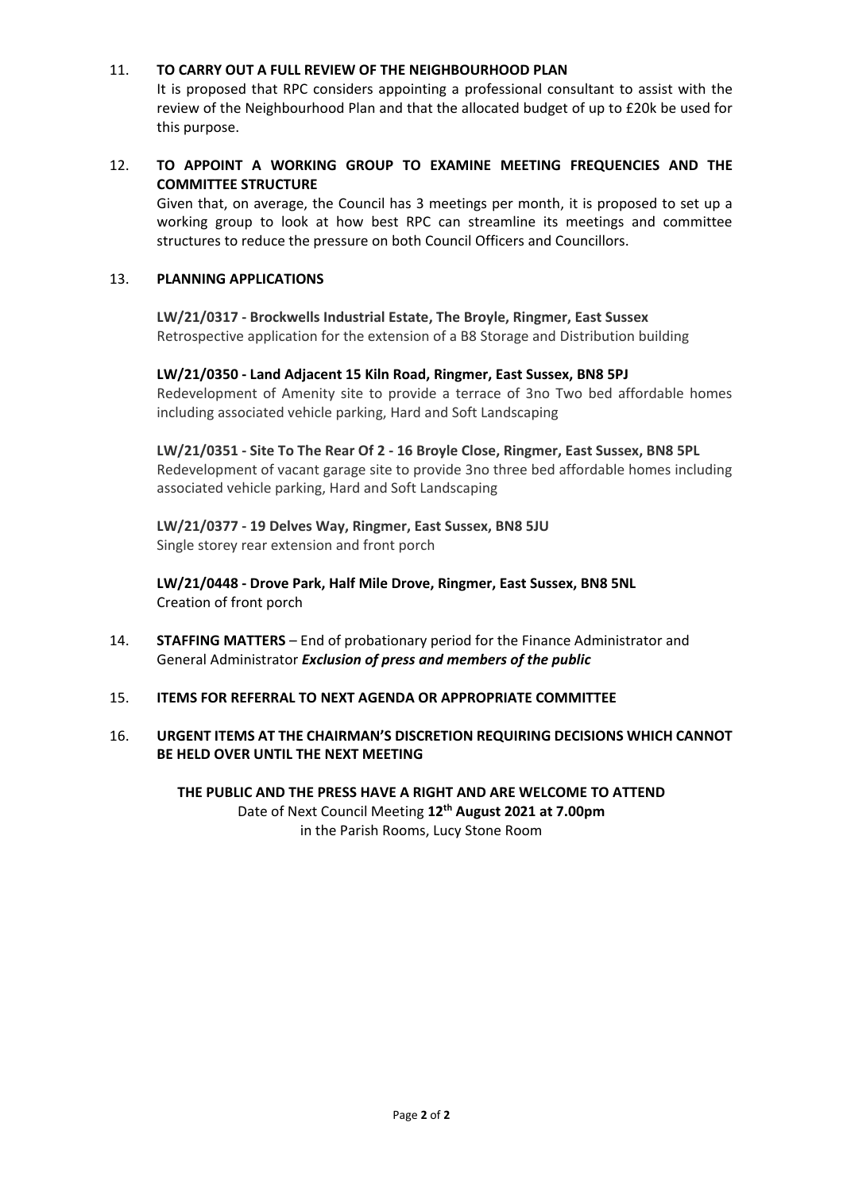11. **TO CARRY OUT A FULL REVIEW OF THE NEIGHBOURHOOD PLAN**

    It is proposed that RPC considers appointing a professional consultant to assist with the review of the Neighbourhood Plan and that the allocated budget of up to £20k be used for this purpose.

12. **TO APPOINT A WORKING GROUP TO EXAMINE MEETING FREQUENCIES AND THE COMMITTEE STRUCTURE**

    Given that, on average, the Council has 3 meetings per month, it is proposed to set up a working group to look at how best RPC can streamline its meetings and committee structures to reduce the pressure on both Council Officers and Councillors.

13. **PLANNING APPLICATIONS**

    **LW/21/0317 - Brockwells Industrial Estate, The Broyle, Ringmer, East Sussex**
    Retrospective application for the extension of a B8 Storage and Distribution building

    **LW/21/0350 - Land Adjacent 15 Kiln Road, Ringmer, East Sussex, BN8 5PJ**
    Redevelopment of Amenity site to provide a terrace of 3no Two bed affordable homes including associated vehicle parking, Hard and Soft Landscaping

    **LW/21/0351 - Site To The Rear Of 2 - 16 Broyle Close, Ringmer, East Sussex, BN8 5PL**
    Redevelopment of vacant garage site to provide 3no three bed affordable homes including associated vehicle parking, Hard and Soft Landscaping

    **LW/21/0377 - 19 Delves Way, Ringmer, East Sussex, BN8 5JU**
    Single storey rear extension and front porch

    **LW/21/0448 - Drove Park, Half Mile Drove, Ringmer, East Sussex, BN8 5NL**
    Creation of front porch

14. **STAFFING MATTERS** – End of probationary period for the Finance Administrator and General Administrator ***Exclusion of press and members of the public***

15. **ITEMS FOR REFERRAL TO NEXT AGENDA OR APPROPRIATE COMMITTEE**

16. **URGENT ITEMS AT THE CHAIRMAN'S DISCRETION REQUIRING DECISIONS WHICH CANNOT BE HELD OVER UNTIL THE NEXT MEETING**

**THE PUBLIC AND THE PRESS HAVE A RIGHT AND ARE WELCOME TO ATTEND**

Date of Next Council Meeting **12th August 2021 at 7.00pm**

in the Parish Rooms, Lucy Stone Room